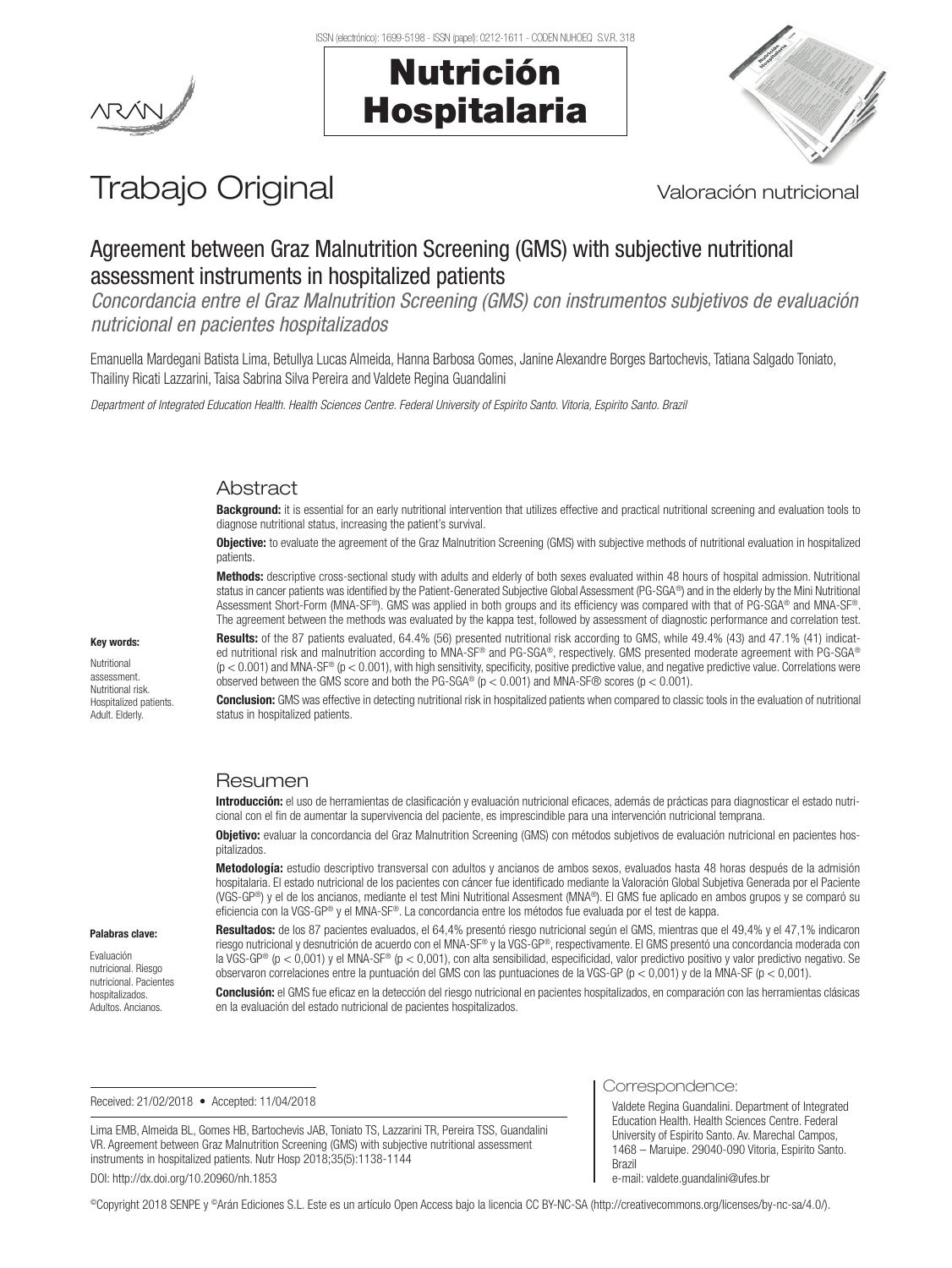# Trabajo Original

Valoración nutricional

## Agreement between Graz Malnutrition Screening (GMS) with subjective nutritional assessment instruments in hospitalized patients

*Concordancia entre el Graz Malnutrition Screening (GMS) con instrumentos subjetivos de evaluación nutricional en pacientes hospitalizados*

Emanuella Mardegani Batista Lima, Betullya Lucas Almeida, Hanna Barbosa Gomes, Janine Alexandre Borges Bartochevis, Tatiana Salgado Toniato, Thailiny Ricati Lazzarini, Taisa Sabrina Silva Pereira and Valdete Regina Guandalini

*Department of Integrated Education Health. Health Sciences Centre. Federal University of Espirito Santo. Vitoria, Espirito Santo. Brazil*

### Abstract

**Background:** it is essential for an early nutritional intervention that utilizes effective and practical nutritional screening and evaluation tools to diagnose nutritional status, increasing the patient's survival.

**Objective:** to evaluate the agreement of the Graz Malnutrition Screening (GMS) with subjective methods of nutritional evaluation in hospitalized patients.

**Methods:** descriptive cross-sectional study with adults and elderly of both sexes evaluated within 48 hours of hospital admission. Nutritional status in cancer patients was identified by the Patient-Generated Subjective Global Assessment (PG-SGA®) and in the elderly by the Mini Nutritional Assessment Short-Form (MNA-SF®). GMS was applied in both groups and its efficiency was compared with that of PG-SGA® and MNA-SF®. The agreement between the methods was evaluated by the kappa test, followed by assessment of diagnostic performance and correlation test.

**Results:** of the 87 patients evaluated, 64.4% (56) presented nutritional risk according to GMS, while 49.4% (43) and 47.1% (41) indicated nutritional risk and malnutrition according to MNA-SF® and PG-SGA®, respectively. GMS presented moderate agreement with PG-SGA® ($p < 0.001$) and MNA-SF® ($p < 0.001$), with high sensitivity, specificity, positive predictive value, and negative predictive value. Correlations were observed between the GMS score and both the PG-SGA® ($p < 0.001$) and MNA-SF® scores ($p < 0.001$).

**Conclusion:** GMS was effective in detecting nutritional risk in hospitalized patients when compared to classic tools in the evaluation of nutritional status in hospitalized patients.

**Key words:**

Nutritional assessment. Nutritional risk. Hospitalized patients. Adult. Elderly.

### Resumen

**Introducción:** el uso de herramientas de clasificación y evaluación nutricional eficaces, además de prácticas para diagnosticar el estado nutricional con el fin de aumentar la supervivencia del paciente, es imprescindible para una intervención nutricional temprana.

**Objetivo:** evaluar la concordancia del Graz Malnutrition Screening (GMS) con métodos subjetivos de evaluación nutricional en pacientes hospitalizados.

**Metodología:** estudio descriptivo transversal con adultos y ancianos de ambos sexos, evaluados hasta 48 horas después de la admisión hospitalaria. El estado nutricional de los pacientes con cáncer fue identificado mediante la Valoración Global Subjetiva Generada por el Paciente (VGS-GP®) y el de los ancianos, mediante el test Mini Nutritional Assesment (MNA®). El GMS fue aplicado en ambos grupos y se comparó su eficiencia con la VGS-GP® y el MNA-SF®. La concordancia entre los métodos fue evaluada por el test de kappa.

**Resultados:** de los 87 pacientes evaluados, el 64,4% presentó riesgo nutricional según el GMS, mientras que el 49,4% y el 47,1% indicaron riesgo nutricional y desnutrición de acuerdo con el MNA-SF® y la VGS-GP®, respectivamente. El GMS presentó una concordancia moderada con la VGS-GP® ($p < 0,001$) y el MNA-SF® ($p < 0,001$), con alta sensibilidad, especificidad, valor predictivo positivo y valor predictivo negativo. Se observaron correlaciones entre la puntuación del GMS con las puntuaciones de la VGS-GP ($p < 0,001$) y de la MNA-SF ($p < 0,001$).

**Conclusión:** el GMS fue eficaz en la detección del riesgo nutricional en pacientes hospitalizados, en comparación con las herramientas clásicas en la evaluación del estado nutricional de pacientes hospitalizados.

**Palabras clave:**

Evaluación nutricional. Riesgo nutricional. Pacientes hospitalizados. Adultos. Ancianos.

Received: 21/02/2018 • Accepted: 11/04/2018

Lima EMB, Almeida BL, Gomes HB, Bartochevis JAB, Toniato TS, Lazzarini TR, Pereira TSS, Guandalini VR. Agreement between Graz Malnutrition Screening (GMS) with subjective nutritional assessment instruments in hospitalized patients. Nutr Hosp 2018;35(5):1138-1144

DOI: http://dx.doi.org/10.20960/nh.1853

Correspondence:

Valdete Regina Guandalini. Department of Integrated Education Health. Health Sciences Centre. Federal University of Espirito Santo. Av. Marechal Campos, 1468 – Maruipe. 29040-090 Vitoria, Espirito Santo. Brazil
e-mail: valdete.guandalini@ufes.br

©Copyright 2018 SENPE y ©Arán Ediciones S.L. Este es un artículo Open Access bajo la licencia CC BY-NC-SA (http://creativecommons.org/licenses/by-nc-sa/4.0/).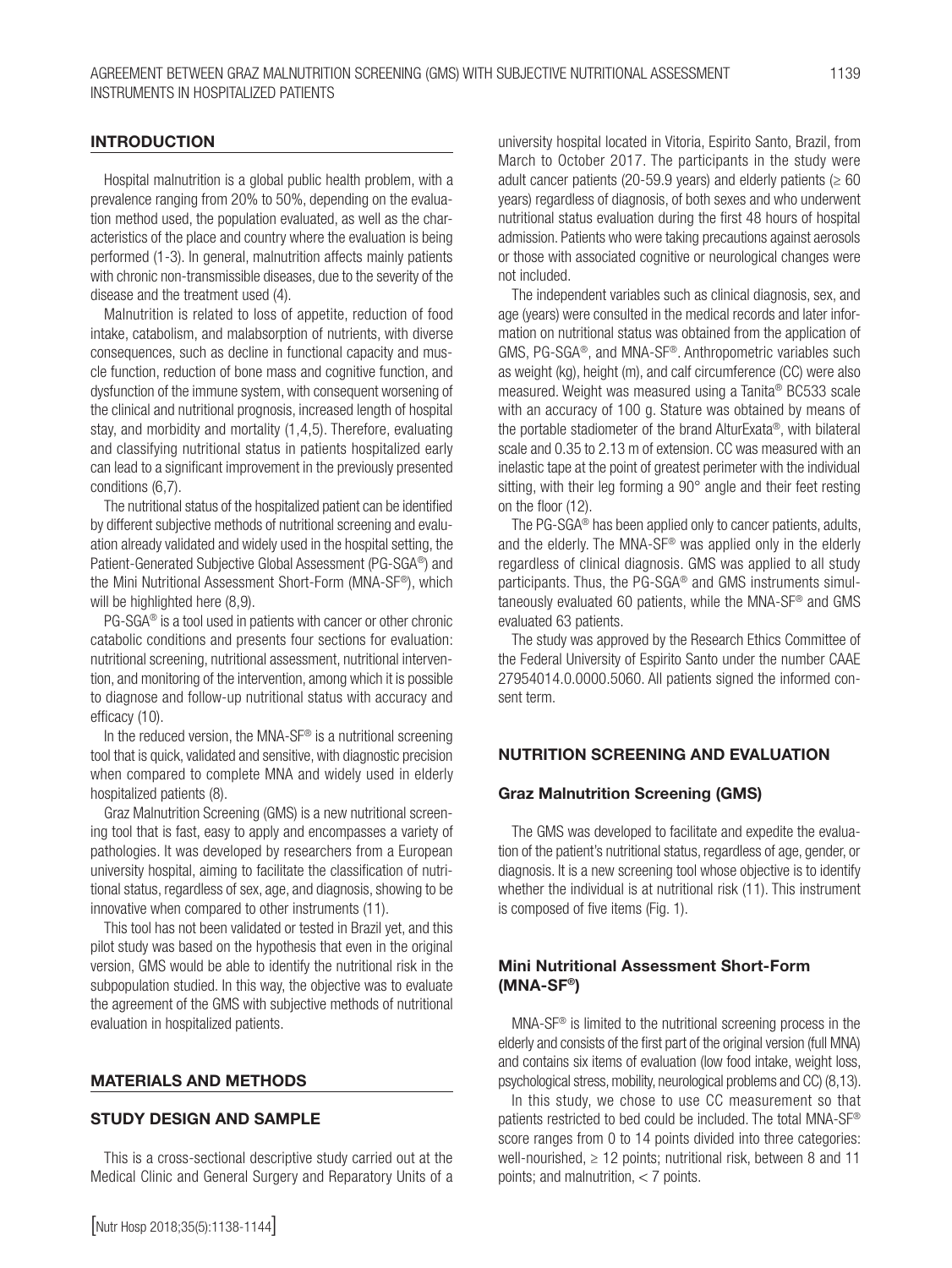## INTRODUCTION

Hospital malnutrition is a global public health problem, with a prevalence ranging from 20% to 50%, depending on the evaluation method used, the population evaluated, as well as the characteristics of the place and country where the evaluation is being performed (1-3). In general, malnutrition affects mainly patients with chronic non-transmissible diseases, due to the severity of the disease and the treatment used (4).

Malnutrition is related to loss of appetite, reduction of food intake, catabolism, and malabsorption of nutrients, with diverse consequences, such as decline in functional capacity and muscle function, reduction of bone mass and cognitive function, and dysfunction of the immune system, with consequent worsening of the clinical and nutritional prognosis, increased length of hospital stay, and morbidity and mortality (1,4,5). Therefore, evaluating and classifying nutritional status in patients hospitalized early can lead to a significant improvement in the previously presented conditions (6,7).

The nutritional status of the hospitalized patient can be identified by different subjective methods of nutritional screening and evaluation already validated and widely used in the hospital setting, the Patient-Generated Subjective Global Assessment (PG-SGA®) and the Mini Nutritional Assessment Short-Form (MNA-SF®), which will be highlighted here (8,9).

PG-SGA® is a tool used in patients with cancer or other chronic catabolic conditions and presents four sections for evaluation: nutritional screening, nutritional assessment, nutritional intervention, and monitoring of the intervention, among which it is possible to diagnose and follow-up nutritional status with accuracy and efficacy (10).

In the reduced version, the MNA-SF® is a nutritional screening tool that is quick, validated and sensitive, with diagnostic precision when compared to complete MNA and widely used in elderly hospitalized patients (8).

Graz Malnutrition Screening (GMS) is a new nutritional screening tool that is fast, easy to apply and encompasses a variety of pathologies. It was developed by researchers from a European university hospital, aiming to facilitate the classification of nutritional status, regardless of sex, age, and diagnosis, showing to be innovative when compared to other instruments (11).

This tool has not been validated or tested in Brazil yet, and this pilot study was based on the hypothesis that even in the original version, GMS would be able to identify the nutritional risk in the subpopulation studied. In this way, the objective was to evaluate the agreement of the GMS with subjective methods of nutritional evaluation in hospitalized patients.

## MATERIALS AND METHODS

### STUDY DESIGN AND SAMPLE

This is a cross-sectional descriptive study carried out at the Medical Clinic and General Surgery and Reparatory Units of a university hospital located in Vitoria, Espirito Santo, Brazil, from March to October 2017. The participants in the study were adult cancer patients (20-59.9 years) and elderly patients (≥ 60 years) regardless of diagnosis, of both sexes and who underwent nutritional status evaluation during the first 48 hours of hospital admission. Patients who were taking precautions against aerosols or those with associated cognitive or neurological changes were not included.

The independent variables such as clinical diagnosis, sex, and age (years) were consulted in the medical records and later information on nutritional status was obtained from the application of GMS, PG-SGA®, and MNA-SF®. Anthropometric variables such as weight (kg), height (m), and calf circumference (CC) were also measured. Weight was measured using a Tanita® BC533 scale with an accuracy of 100 g. Stature was obtained by means of the portable stadiometer of the brand AlturExata®, with bilateral scale and 0.35 to 2.13 m of extension. CC was measured with an inelastic tape at the point of greatest perimeter with the individual sitting, with their leg forming a 90° angle and their feet resting on the floor (12).

The PG-SGA® has been applied only to cancer patients, adults, and the elderly. The MNA-SF® was applied only in the elderly regardless of clinical diagnosis. GMS was applied to all study participants. Thus, the PG-SGA® and GMS instruments simultaneously evaluated 60 patients, while the MNA-SF® and GMS evaluated 63 patients.

The study was approved by the Research Ethics Committee of the Federal University of Espirito Santo under the number CAAE 27954014.0.0000.5060. All patients signed the informed consent term.

## NUTRITION SCREENING AND EVALUATION

### Graz Malnutrition Screening (GMS)

The GMS was developed to facilitate and expedite the evaluation of the patient's nutritional status, regardless of age, gender, or diagnosis. It is a new screening tool whose objective is to identify whether the individual is at nutritional risk (11). This instrument is composed of five items (Fig. 1).

### Mini Nutritional Assessment Short-Form (MNA-SF®)

MNA-SF® is limited to the nutritional screening process in the elderly and consists of the first part of the original version (full MNA) and contains six items of evaluation (low food intake, weight loss, psychological stress, mobility, neurological problems and CC) (8,13).

In this study, we chose to use CC measurement so that patients restricted to bed could be included. The total MNA-SF® score ranges from 0 to 14 points divided into three categories: well-nourished, ≥ 12 points; nutritional risk, between 8 and 11 points; and malnutrition, < 7 points.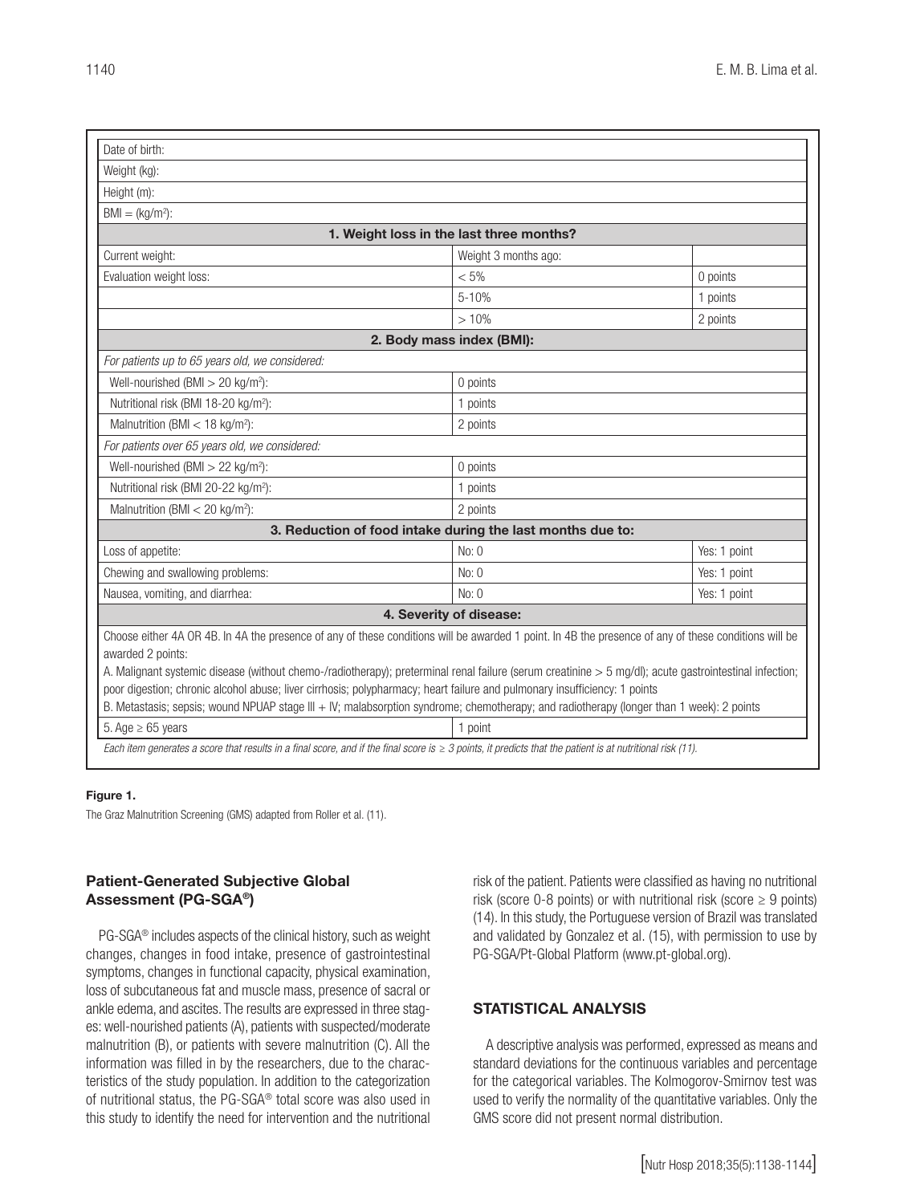| Date of birth: | | |
|---|---|---|
| Weight (kg): | | |
| Height (m): | | |
| BMI = (kg/m$^2$): | | |
| **1. Weight loss in the last three months?** | | |
| Current weight: | Weight 3 months ago: | |
| Evaluation weight loss: | < 5% | 0 points |
| | 5-10% | 1 points |
| | > 10% | 2 points |
| **2. Body mass index (BMI):** | | |
| *For patients up to 65 years old, we considered:* | | |
| Well-nourished (BMI > 20 kg/m$^2$): | 0 points | |
| Nutritional risk (BMI 18-20 kg/m$^2$): | 1 points | |
| Malnutrition (BMI < 18 kg/m$^2$): | 2 points | |
| *For patients over 65 years old, we considered:* | | |
| Well-nourished (BMI > 22 kg/m$^2$): | 0 points | |
| Nutritional risk (BMI 20-22 kg/m$^2$): | 1 points | |
| Malnutrition (BMI < 20 kg/m$^2$): | 2 points | |
| **3. Reduction of food intake during the last months due to:** | | |
| Loss of appetite: | No: 0 | Yes: 1 point |
| Chewing and swallowing problems: | No: 0 | Yes: 1 point |
| Nausea, vomiting, and diarrhea: | No: 0 | Yes: 1 point |
| **4. Severity of disease:** | | |
| Choose either 4A OR 4B. In 4A the presence of any of these conditions will be awarded 1 point. In 4B the presence of any of these conditions will be awarded 2 points:<br>A. Malignant systemic disease (without chemo-/radiotherapy); preterminal renal failure (serum creatinine > 5 mg/dl); acute gastrointestinal infection; poor digestion; chronic alcohol abuse; liver cirrhosis; polypharmacy; heart failure and pulmonary insufficiency: 1 points<br>B. Metastasis; sepsis; wound NPUAP stage III + IV; malabsorption syndrome; chemotherapy; and radiotherapy (longer than 1 week): 2 points | | |
| 5. Age ≥ 65 years | 1 point | |

*Each item generates a score that results in a final score, and if the final score is ≥ 3 points, it predicts that the patient is at nutritional risk (11).*

**Figure 1.**

The Graz Malnutrition Screening (GMS) adapted from Roller et al. (11).

### Patient-Generated Subjective Global Assessment (PG-SGA®)

PG-SGA® includes aspects of the clinical history, such as weight changes, changes in food intake, presence of gastrointestinal symptoms, changes in functional capacity, physical examination, loss of subcutaneous fat and muscle mass, presence of sacral or ankle edema, and ascites. The results are expressed in three stages: well-nourished patients (A), patients with suspected/moderate malnutrition (B), or patients with severe malnutrition (C). All the information was filled in by the researchers, due to the characteristics of the study population. In addition to the categorization of nutritional status, the PG-SGA® total score was also used in this study to identify the need for intervention and the nutritional risk of the patient. Patients were classified as having no nutritional risk (score 0-8 points) or with nutritional risk (score ≥ 9 points) (14). In this study, the Portuguese version of Brazil was translated and validated by Gonzalez et al. (15), with permission to use by PG-SGA/Pt-Global Platform (www.pt-global.org).

## STATISTICAL ANALYSIS

A descriptive analysis was performed, expressed as means and standard deviations for the continuous variables and percentage for the categorical variables. The Kolmogorov-Smirnov test was used to verify the normality of the quantitative variables. Only the GMS score did not present normal distribution.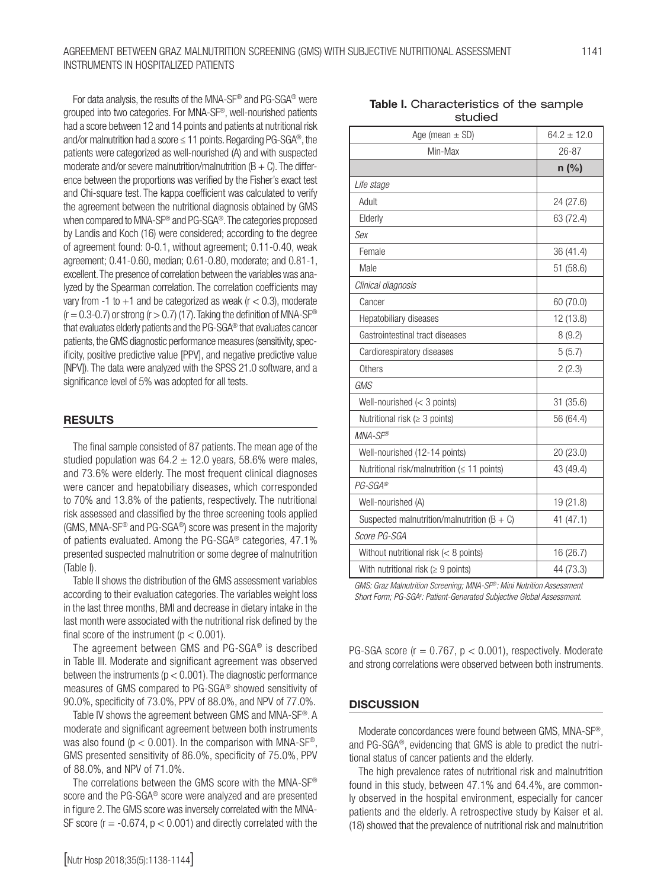For data analysis, the results of the MNA-SF® and PG-SGA® were grouped into two categories. For MNA-SF®, well-nourished patients had a score between 12 and 14 points and patients at nutritional risk and/or malnutrition had a score ≤ 11 points. Regarding PG-SGA®, the patients were categorized as well-nourished (A) and with suspected moderate and/or severe malnutrition/malnutrition (B + C). The difference between the proportions was verified by the Fisher's exact test and Chi-square test. The kappa coefficient was calculated to verify the agreement between the nutritional diagnosis obtained by GMS when compared to MNA-SF® and PG-SGA®. The categories proposed by Landis and Koch (16) were considered; according to the degree of agreement found: 0-0.1, without agreement; 0.11-0.40, weak agreement; 0.41-0.60, median; 0.61-0.80, moderate; and 0.81-1, excellent. The presence of correlation between the variables was analyzed by the Spearman correlation. The correlation coefficients may vary from -1 to +1 and be categorized as weak ($r < 0.3$), moderate ($r = 0.3$-$0.7$) or strong ($r > 0.7$) (17). Taking the definition of MNA-SF® that evaluates elderly patients and the PG-SGA® that evaluates cancer patients, the GMS diagnostic performance measures (sensitivity, specificity, positive predictive value [PPV], and negative predictive value [NPV]). The data were analyzed with the SPSS 21.0 software, and a significance level of 5% was adopted for all tests.

## RESULTS

The final sample consisted of 87 patients. The mean age of the studied population was 64.2 ± 12.0 years, 58.6% were males, and 73.6% were elderly. The most frequent clinical diagnoses were cancer and hepatobiliary diseases, which corresponded to 70% and 13.8% of the patients, respectively. The nutritional risk assessed and classified by the three screening tools applied (GMS, MNA-SF® and PG-SGA®) score was present in the majority of patients evaluated. Among the PG-SGA® categories, 47.1% presented suspected malnutrition or some degree of malnutrition (Table I).

Table II shows the distribution of the GMS assessment variables according to their evaluation categories. The variables weight loss in the last three months, BMI and decrease in dietary intake in the last month were associated with the nutritional risk defined by the final score of the instrument ($p < 0.001$).

The agreement between GMS and PG-SGA® is described in Table III. Moderate and significant agreement was observed between the instruments ($p < 0.001$). The diagnostic performance measures of GMS compared to PG-SGA® showed sensitivity of 90.0%, specificity of 73.0%, PPV of 88.0%, and NPV of 77.0%.

Table IV shows the agreement between GMS and MNA-SF®. A moderate and significant agreement between both instruments was also found ($p < 0.001$). In the comparison with MNA-SF®, GMS presented sensitivity of 86.0%, specificity of 75.0%, PPV of 88.0%, and NPV of 71.0%.

The correlations between the GMS score with the MNA-SF® score and the PG-SGA® score were analyzed and are presented in figure 2. The GMS score was inversely correlated with the MNA-SF score ($r = -0.674$, $p < 0.001$) and directly correlated with the PG-SGA score ($r = 0.767$, $p < 0.001$), respectively. Moderate and strong correlations were observed between both instruments.

**Table I.** Characteristics of the sample studied

| Age (mean ± SD) | 64.2 ± 12.0 |
|---|---|
| Min-Max | 26-87 |
| | **n (%)** |
| *Life stage* | |
| Adult | 24 (27.6) |
| Elderly | 63 (72.4) |
| *Sex* | |
| Female | 36 (41.4) |
| Male | 51 (58.6) |
| *Clinical diagnosis* | |
| Cancer | 60 (70.0) |
| Hepatobiliary diseases | 12 (13.8) |
| Gastrointestinal tract diseases | 8 (9.2) |
| Cardiorespiratory diseases | 5 (5.7) |
| Others | 2 (2.3) |
| *GMS* | |
| Well-nourished (< 3 points) | 31 (35.6) |
| Nutritional risk (≥ 3 points) | 56 (64.4) |
| *MNA-SF®* | |
| Well-nourished (12-14 points) | 20 (23.0) |
| Nutritional risk/malnutrition (≤ 11 points) | 43 (49.4) |
| *PG-SGA®* | |
| Well-nourished (A) | 19 (21.8) |
| Suspected malnutrition/malnutrition (B + C) | 41 (47.1) |
| *Score PG-SGA* | |
| Without nutritional risk (< 8 points) | 16 (26.7) |
| With nutritional risk (≥ 9 points) | 44 (73.3) |

*GMS: Graz Malnutrition Screening; MNA-SF®: Mini Nutrition Assessment Short Form; PG-SGA®: Patient-Generated Subjective Global Assessment.*

## DISCUSSION

Moderate concordances were found between GMS, MNA-SF®, and PG-SGA®, evidencing that GMS is able to predict the nutritional status of cancer patients and the elderly.

The high prevalence rates of nutritional risk and malnutrition found in this study, between 47.1% and 64.4%, are commonly observed in the hospital environment, especially for cancer patients and the elderly. A retrospective study by Kaiser et al. (18) showed that the prevalence of nutritional risk and malnutrition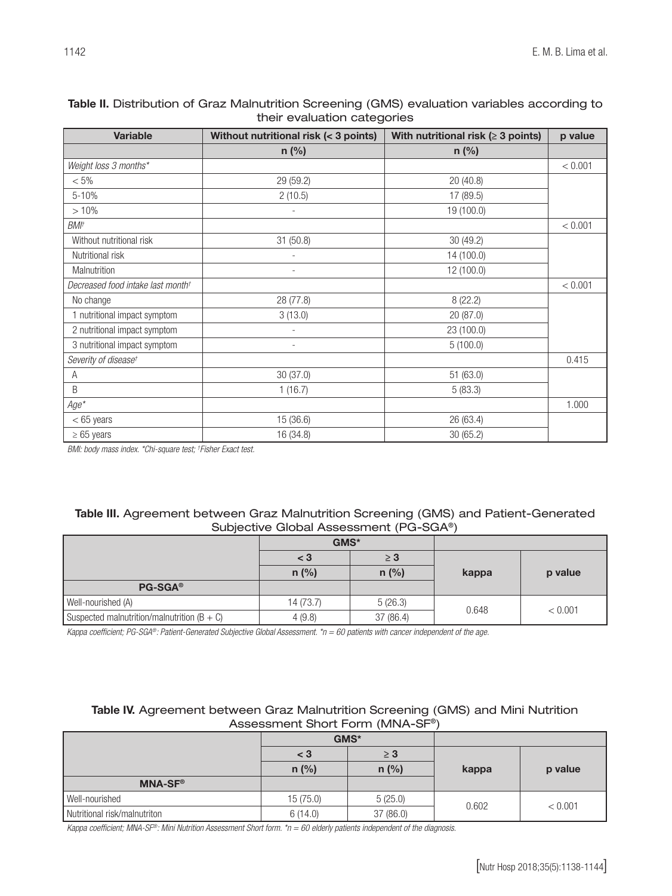**Table II.** Distribution of Graz Malnutrition Screening (GMS) evaluation variables according to their evaluation categories

| Variable | Without nutritional risk (< 3 points) | With nutritional risk (≥ 3 points) | p value |
|---|---|---|---|
| | n (%) | n (%) | |
| *Weight loss 3 months\** | | | < 0.001 |
| < 5% | 29 (59.2) | 20 (40.8) | |
| 5-10% | 2 (10.5) | 17 (89.5) | |
| > 10% | - | 19 (100.0) | |
| *BMI†* | | | < 0.001 |
| Without nutritional risk | 31 (50.8) | 30 (49.2) | |
| Nutritional risk | - | 14 (100.0) | |
| Malnutrition | - | 12 (100.0) | |
| *Decreased food intake last month†* | | | < 0.001 |
| No change | 28 (77.8) | 8 (22.2) | |
| 1 nutritional impact symptom | 3 (13.0) | 20 (87.0) | |
| 2 nutritional impact symptom | - | 23 (100.0) | |
| 3 nutritional impact symptom | - | 5 (100.0) | |
| *Severity of disease†* | | | 0.415 |
| A | 30 (37.0) | 51 (63.0) | |
| B | 1 (16.7) | 5 (83.3) | |
| *Age\** | | | 1.000 |
| < 65 years | 15 (36.6) | 26 (63.4) | |
| ≥ 65 years | 16 (34.8) | 30 (65.2) | |

*BMI: body mass index. \*Chi-square test; †Fisher Exact test.*

**Table III.** Agreement between Graz Malnutrition Screening (GMS) and Patient-Generated Subjective Global Assessment (PG-SGA®)

| | GMS\* | | | |
|---|---|---|---|---|
| | < 3 | ≥ 3 | kappa | p value |
| | n (%) | n (%) | | |
| **PG-SGA®** | | | | |
| Well-nourished (A) | 14 (73.7) | 5 (26.3) | 0.648 | < 0.001 |
| Suspected malnutrition/malnutrition (B + C) | 4 (9.8) | 37 (86.4) | | |

*Kappa coefficient; PG-SGA®: Patient-Generated Subjective Global Assessment. \*n = 60 patients with cancer independent of the age.*

**Table IV.** Agreement between Graz Malnutrition Screening (GMS) and Mini Nutrition Assessment Short Form (MNA-SF®)

| | GMS\* | | | |
|---|---|---|---|---|
| | < 3 | ≥ 3 | kappa | p value |
| | n (%) | n (%) | | |
| **MNA-SF®** | | | | |
| Well-nourished | 15 (75.0) | 5 (25.0) | 0.602 | < 0.001 |
| Nutritional risk/malnutriton | 6 (14.0) | 37 (86.0) | | |

*Kappa coefficient; MNA-SF®: Mini Nutrition Assessment Short form. \*n = 60 elderly patients independent of the diagnosis.*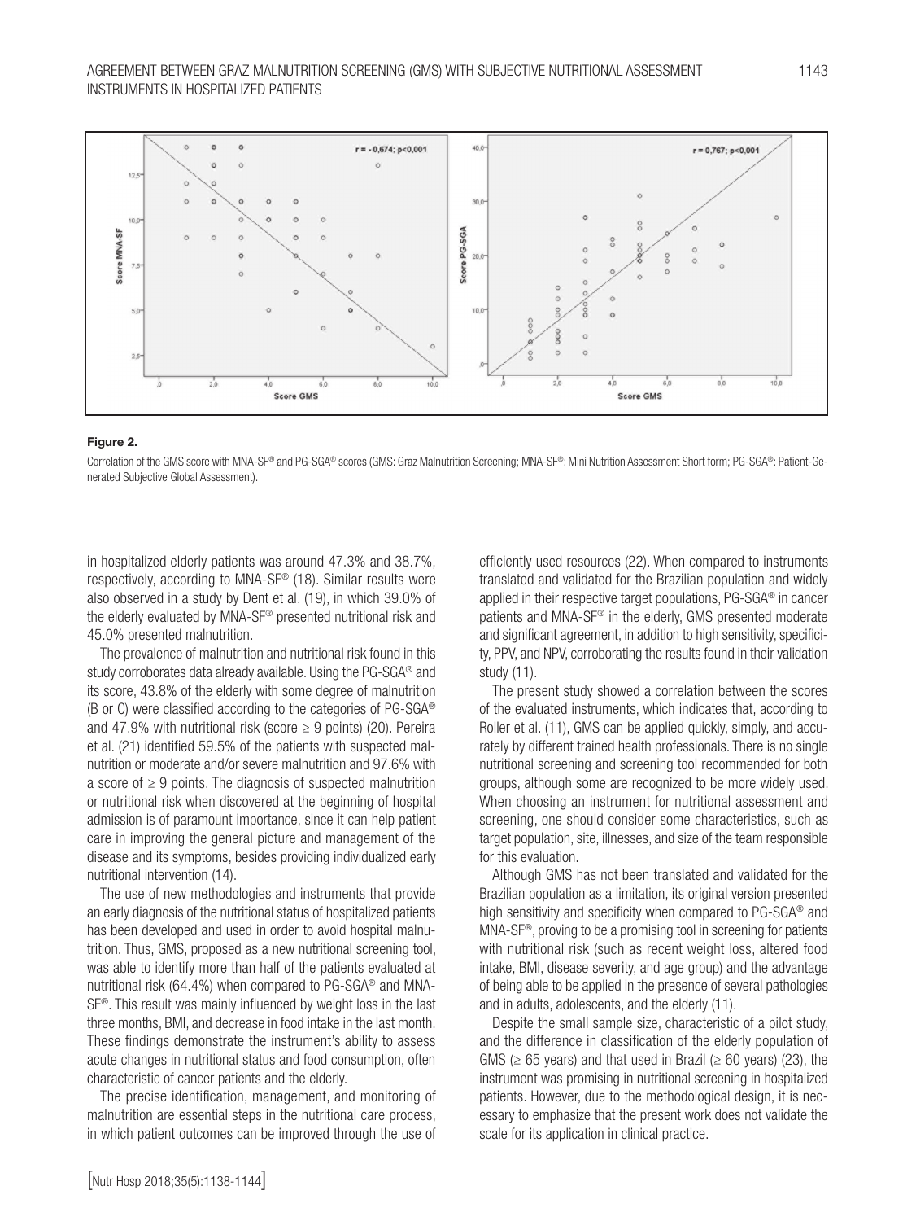**Figure 2.**

Correlation of the GMS score with MNA-SF® and PG-SGA® scores (GMS: Graz Malnutrition Screening; MNA-SF®: Mini Nutrition Assessment Short form; PG-SGA®: Patient-Generated Subjective Global Assessment).

in hospitalized elderly patients was around 47.3% and 38.7%, respectively, according to MNA-SF® (18). Similar results were also observed in a study by Dent et al. (19), in which 39.0% of the elderly evaluated by MNA-SF® presented nutritional risk and 45.0% presented malnutrition.

The prevalence of malnutrition and nutritional risk found in this study corroborates data already available. Using the PG-SGA® and its score, 43.8% of the elderly with some degree of malnutrition (B or C) were classified according to the categories of PG-SGA® and 47.9% with nutritional risk (score ≥ 9 points) (20). Pereira et al. (21) identified 59.5% of the patients with suspected malnutrition or moderate and/or severe malnutrition and 97.6% with a score of ≥ 9 points. The diagnosis of suspected malnutrition or nutritional risk when discovered at the beginning of hospital admission is of paramount importance, since it can help patient care in improving the general picture and management of the disease and its symptoms, besides providing individualized early nutritional intervention (14).

The use of new methodologies and instruments that provide an early diagnosis of the nutritional status of hospitalized patients has been developed and used in order to avoid hospital malnutrition. Thus, GMS, proposed as a new nutritional screening tool, was able to identify more than half of the patients evaluated at nutritional risk (64.4%) when compared to PG-SGA® and MNA-SF®. This result was mainly influenced by weight loss in the last three months, BMI, and decrease in food intake in the last month. These findings demonstrate the instrument's ability to assess acute changes in nutritional status and food consumption, often characteristic of cancer patients and the elderly.

The precise identification, management, and monitoring of malnutrition are essential steps in the nutritional care process, in which patient outcomes can be improved through the use of efficiently used resources (22). When compared to instruments translated and validated for the Brazilian population and widely applied in their respective target populations, PG-SGA® in cancer patients and MNA-SF® in the elderly, GMS presented moderate and significant agreement, in addition to high sensitivity, specificity, PPV, and NPV, corroborating the results found in their validation study (11).

The present study showed a correlation between the scores of the evaluated instruments, which indicates that, according to Roller et al. (11), GMS can be applied quickly, simply, and accurately by different trained health professionals. There is no single nutritional screening and screening tool recommended for both groups, although some are recognized to be more widely used. When choosing an instrument for nutritional assessment and screening, one should consider some characteristics, such as target population, site, illnesses, and size of the team responsible for this evaluation.

Although GMS has not been translated and validated for the Brazilian population as a limitation, its original version presented high sensitivity and specificity when compared to PG-SGA® and MNA-SF®, proving to be a promising tool in screening for patients with nutritional risk (such as recent weight loss, altered food intake, BMI, disease severity, and age group) and the advantage of being able to be applied in the presence of several pathologies and in adults, adolescents, and the elderly (11).

Despite the small sample size, characteristic of a pilot study, and the difference in classification of the elderly population of GMS (≥ 65 years) and that used in Brazil (≥ 60 years) (23), the instrument was promising in nutritional screening in hospitalized patients. However, due to the methodological design, it is necessary to emphasize that the present work does not validate the scale for its application in clinical practice.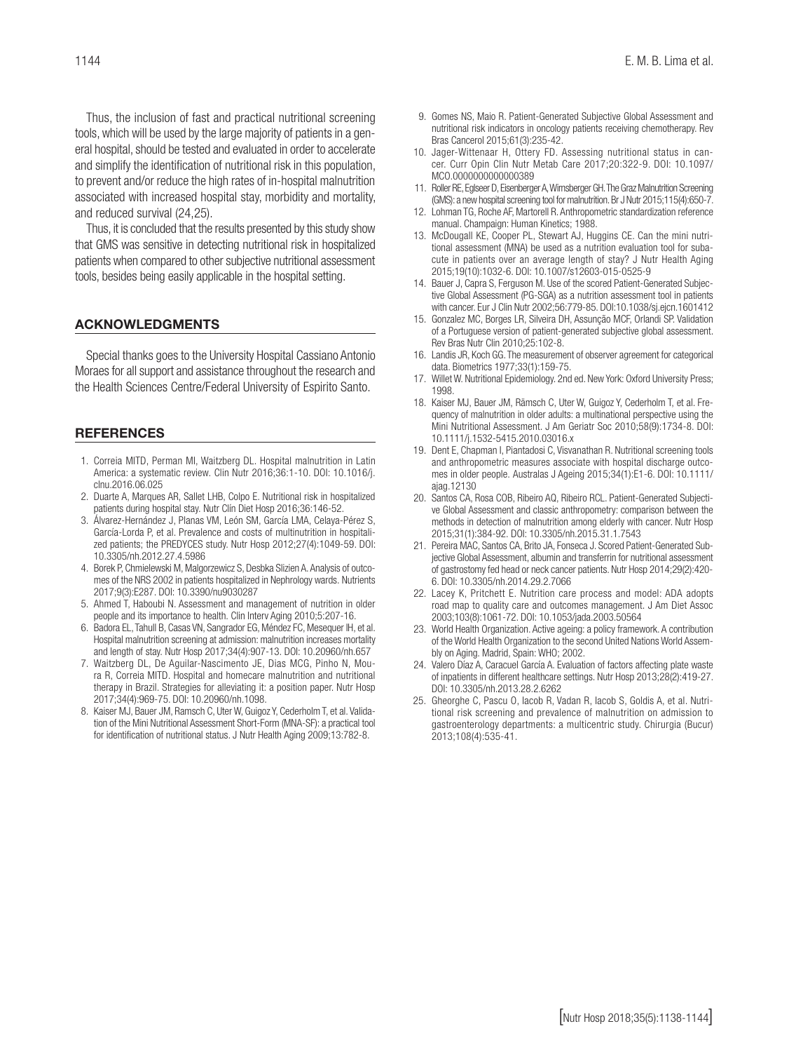Thus, the inclusion of fast and practical nutritional screening tools, which will be used by the large majority of patients in a general hospital, should be tested and evaluated in order to accelerate and simplify the identification of nutritional risk in this population, to prevent and/or reduce the high rates of in-hospital malnutrition associated with increased hospital stay, morbidity and mortality, and reduced survival (24,25).

Thus, it is concluded that the results presented by this study show that GMS was sensitive in detecting nutritional risk in hospitalized patients when compared to other subjective nutritional assessment tools, besides being easily applicable in the hospital setting.

## ACKNOWLEDGMENTS

Special thanks goes to the University Hospital Cassiano Antonio Moraes for all support and assistance throughout the research and the Health Sciences Centre/Federal University of Espirito Santo.

## REFERENCES

1. Correia MITD, Perman MI, Waitzberg DL. Hospital malnutrition in Latin America: a systematic review. Clin Nutr 2016;36:1-10. DOI: 10.1016/j.clnu.2016.06.025
2. Duarte A, Marques AR, Sallet LHB, Colpo E. Nutritional risk in hospitalized patients during hospital stay. Nutr Clín Diet Hosp 2016;36:146-52.
3. Álvarez-Hernández J, Planas VM, León SM, García LMA, Celaya-Pérez S, García-Lorda P, et al. Prevalence and costs of multinutrition in hospitalized patients; the PREDYCES study. Nutr Hosp 2012;27(4):1049-59. DOI: 10.3305/nh.2012.27.4.5986
4. Borek P, Chmielewski M, Malgorzewicz S, Desbka Slizien A. Analysis of outcomes of the NRS 2002 in patients hospitalized in Nephrology wards. Nutrients 2017;9(3):E287. DOI: 10.3390/nu9030287
5. Ahmed T, Haboubi N. Assessment and management of nutrition in older people and its importance to health. Clin Interv Aging 2010;5:207-16.
6. Badora EL, Tahull B, Casas VN, Sangrador EG, Méndez FC, Mesequer IH, et al. Hospital malnutrition screening at admission: malnutrition increases mortality and length of stay. Nutr Hosp 2017;34(4):907-13. DOI: 10.20960/nh.657
7. Waitzberg DL, De Aguilar-Nascimento JE, Dias MCG, Pinho N, Moura R, Correia MITD. Hospital and homecare malnutrition and nutritional therapy in Brazil. Strategies for alleviating it: a position paper. Nutr Hosp 2017;34(4):969-75. DOI: 10.20960/nh.1098.
8. Kaiser MJ, Bauer JM, Ramsch C, Uter W, Guigoz Y, Cederholm T, et al. Validation of the Mini Nutritional Assessment Short-Form (MNA-SF): a practical tool for identification of nutritional status. J Nutr Health Aging 2009;13:782-8.
9. Gomes NS, Maio R. Patient-Generated Subjective Global Assessment and nutritional risk indicators in oncology patients receiving chemotherapy. Rev Bras Cancerol 2015;61(3):235-42.
10. Jager-Wittenaar H, Ottery FD. Assessing nutritional status in cancer. Curr Opin Clin Nutr Metab Care 2017;20:322-9. DOI: 10.1097/MCO.0000000000000389
11. Roller RE, Eglseer D, Eisenberger A, Wirnsberger GH. The Graz Malnutrition Screening (GMS): a new hospital screening tool for malnutrition. Br J Nutr 2015;115(4):650-7.
12. Lohman TG, Roche AF, Martorell R. Anthropometric standardization reference manual. Champaign: Human Kinetics; 1988.
13. McDougall KE, Cooper PL, Stewart AJ, Huggins CE. Can the mini nutritional assessment (MNA) be used as a nutrition evaluation tool for subacute in patients over an average length of stay? J Nutr Health Aging 2015;19(10):1032-6. DOI: 10.1007/s12603-015-0525-9
14. Bauer J, Capra S, Ferguson M. Use of the scored Patient-Generated Subjective Global Assessment (PG-SGA) as a nutrition assessment tool in patients with cancer. Eur J Clin Nutr 2002;56:779-85. DOI:10.1038/sj.ejcn.1601412
15. Gonzalez MC, Borges LR, Silveira DH, Assunção MCF, Orlandi SP. Validation of a Portuguese version of patient-generated subjective global assessment. Rev Bras Nutr Clin 2010;25:102-8.
16. Landis JR, Koch GG. The measurement of observer agreement for categorical data. Biometrics 1977;33(1):159-75.
17. Willet W. Nutritional Epidemiology. 2nd ed. New York: Oxford University Press; 1998.
18. Kaiser MJ, Bauer JM, Rämsch C, Uter W, Guigoz Y, Cederholm T, et al. Frequency of malnutrition in older adults: a multinational perspective using the Mini Nutritional Assessment. J Am Geriatr Soc 2010;58(9):1734-8. DOI: 10.1111/j.1532-5415.2010.03016.x
19. Dent E, Chapman I, Piantadosi C, Visvanathan R. Nutritional screening tools and anthropometric measures associate with hospital discharge outcomes in older people. Australas J Ageing 2015;34(1):E1-6. DOI: 10.1111/ajag.12130
20. Santos CA, Rosa COB, Ribeiro AQ, Ribeiro RCL. Patient-Generated Subjective Global Assessment and classic anthropometry: comparison between the methods in detection of malnutrition among elderly with cancer. Nutr Hosp 2015;31(1):384-92. DOI: 10.3305/nh.2015.31.1.7543
21. Pereira MAC, Santos CA, Brito JA, Fonseca J. Scored Patient-Generated Subjective Global Assessment, albumin and transferrin for nutritional assessment of gastrostomy fed head or neck cancer patients. Nutr Hosp 2014;29(2):420-6. DOI: 10.3305/nh.2014.29.2.7066
22. Lacey K, Pritchett E. Nutrition care process and model: ADA adopts road map to quality care and outcomes management. J Am Diet Assoc 2003;103(8):1061-72. DOI: 10.1053/jada.2003.50564
23. World Health Organization. Active ageing: a policy framework. A contribution of the World Health Organization to the second United Nations World Assembly on Aging. Madrid, Spain: WHO; 2002.
24. Valero Díaz A, Caracuel García A. Evaluation of factors affecting plate waste of inpatients in different healthcare settings. Nutr Hosp 2013;28(2):419-27. DOI: 10.3305/nh.2013.28.2.6262
25. Gheorghe C, Pascu O, Iacob R, Vadan R, Iacob S, Goldis A, et al. Nutritional risk screening and prevalence of malnutrition on admission to gastroenterology departments: a multicentric study. Chirurgia (Bucur) 2013;108(4):535-41.